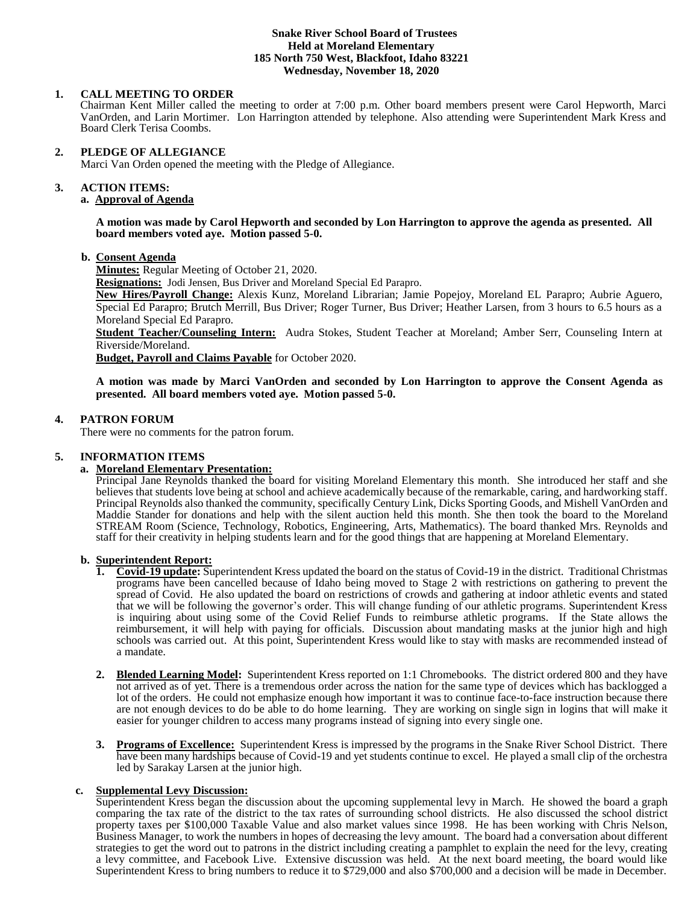**Snake River School Board of Trustees**
**Held at Moreland Elementary**
**185 North 750 West, Blackfoot, Idaho 83221**
**Wednesday, November 18, 2020**

1. **CALL MEETING TO ORDER**
   Chairman Kent Miller called the meeting to order at 7:00 p.m. Other board members present were Carol Hepworth, Marci VanOrden, and Larin Mortimer. Lon Harrington attended by telephone. Also attending were Superintendent Mark Kress and Board Clerk Terisa Coombs.

2. **PLEDGE OF ALLEGIANCE**
   Marci Van Orden opened the meeting with the Pledge of Allegiance.

3. **ACTION ITEMS:**
   a. **Approval of Agenda**

   **A motion was made by Carol Hepworth and seconded by Lon Harrington to approve the agenda as presented. All board members voted aye. Motion passed 5-0.**

   b. **Consent Agenda**
   **Minutes:** Regular Meeting of October 21, 2020.
   **Resignations:** Jodi Jensen, Bus Driver and Moreland Special Ed Parapro.
   **New Hires/Payroll Change:** Alexis Kunz, Moreland Librarian; Jamie Popejoy, Moreland EL Parapro; Aubrie Aguero, Special Ed Parapro; Brutch Merrill, Bus Driver; Roger Turner, Bus Driver; Heather Larsen, from 3 hours to 6.5 hours as a Moreland Special Ed Parapro.
   **Student Teacher/Counseling Intern:** Audra Stokes, Student Teacher at Moreland; Amber Serr, Counseling Intern at Riverside/Moreland.
   **Budget, Payroll and Claims Payable** for October 2020.

   **A motion was made by Marci VanOrden and seconded by Lon Harrington to approve the Consent Agenda as presented. All board members voted aye. Motion passed 5-0.**

4. **PATRON FORUM**
   There were no comments for the patron forum.

5. **INFORMATION ITEMS**
   a. **Moreland Elementary Presentation:**
   Principal Jane Reynolds thanked the board for visiting Moreland Elementary this month. She introduced her staff and she believes that students love being at school and achieve academically because of the remarkable, caring, and hardworking staff. Principal Reynolds also thanked the community, specifically Century Link, Dicks Sporting Goods, and Mishell VanOrden and Maddie Stander for donations and help with the silent auction held this month. She then took the board to the Moreland STREAM Room (Science, Technology, Robotics, Engineering, Arts, Mathematics). The board thanked Mrs. Reynolds and staff for their creativity in helping students learn and for the good things that are happening at Moreland Elementary.

   b. **Superintendent Report:**
      1. **Covid-19 update:** Superintendent Kress updated the board on the status of Covid-19 in the district. Traditional Christmas programs have been cancelled because of Idaho being moved to Stage 2 with restrictions on gathering to prevent the spread of Covid. He also updated the board on restrictions of crowds and gathering at indoor athletic events and stated that we will be following the governor's order. This will change funding of our athletic programs. Superintendent Kress is inquiring about using some of the Covid Relief Funds to reimburse athletic programs. If the State allows the reimbursement, it will help with paying for officials. Discussion about mandating masks at the junior high and high schools was carried out. At this point, Superintendent Kress would like to stay with masks are recommended instead of a mandate.

      2. **Blended Learning Model:** Superintendent Kress reported on 1:1 Chromebooks. The district ordered 800 and they have not arrived as of yet. There is a tremendous order across the nation for the same type of devices which has backlogged a lot of the orders. He could not emphasize enough how important it was to continue face-to-face instruction because there are not enough devices to do be able to do home learning. They are working on single sign in logins that will make it easier for younger children to access many programs instead of signing into every single one.

      3. **Programs of Excellence:** Superintendent Kress is impressed by the programs in the Snake River School District. There have been many hardships because of Covid-19 and yet students continue to excel. He played a small clip of the orchestra led by Sarakay Larsen at the junior high.

   c. **Supplemental Levy Discussion:**
   Superintendent Kress began the discussion about the upcoming supplemental levy in March. He showed the board a graph comparing the tax rate of the district to the tax rates of surrounding school districts. He also discussed the school district property taxes per $100,000 Taxable Value and also market values since 1998. He has been working with Chris Nelson, Business Manager, to work the numbers in hopes of decreasing the levy amount. The board had a conversation about different strategies to get the word out to patrons in the district including creating a pamphlet to explain the need for the levy, creating a levy committee, and Facebook Live. Extensive discussion was held. At the next board meeting, the board would like Superintendent Kress to bring numbers to reduce it to $729,000 and also $700,000 and a decision will be made in December.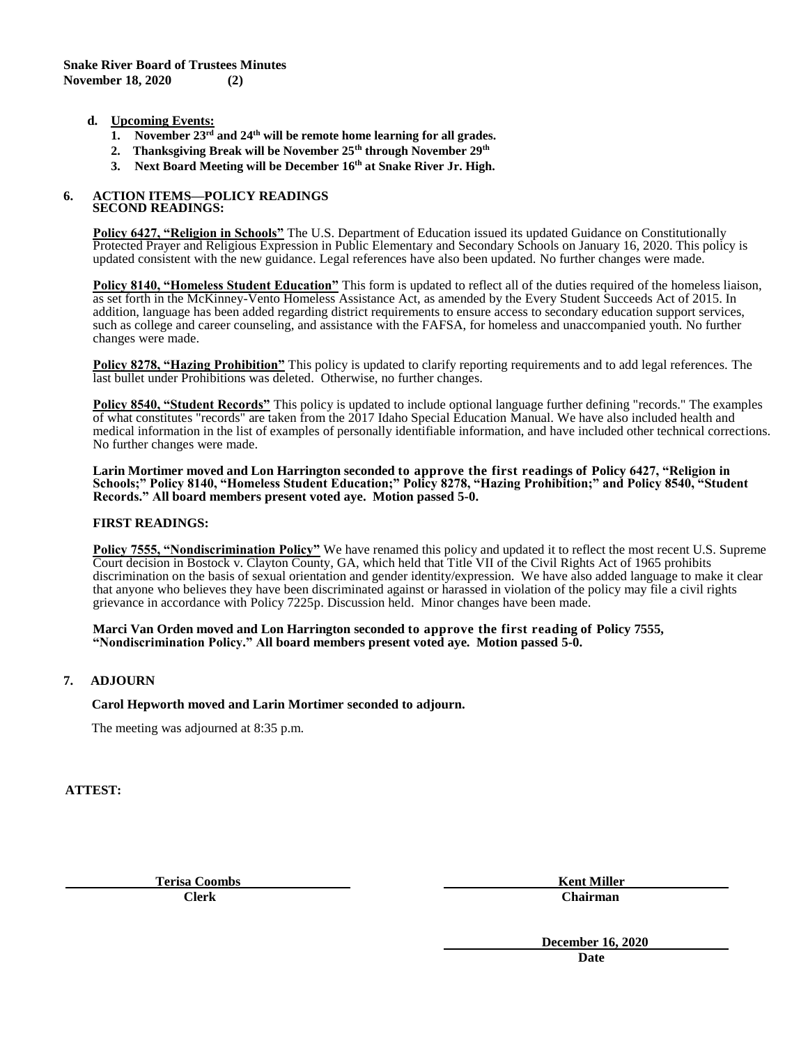**Snake River Board of Trustees Minutes**
**November 18, 2020 (2)**

- **d. Upcoming Events:**
  1. **November 23rd and 24th will be remote home learning for all grades.**
  2. **Thanksgiving Break will be November 25th through November 29th**
  3. **Next Board Meeting will be December 16th at Snake River Jr. High.**

## 6. ACTION ITEMS—POLICY READINGS

### SECOND READINGS:

**Policy 6427, "Religion in Schools"** The U.S. Department of Education issued its updated Guidance on Constitutionally Protected Prayer and Religious Expression in Public Elementary and Secondary Schools on January 16, 2020. This policy is updated consistent with the new guidance. Legal references have also been updated. No further changes were made.

**Policy 8140, "Homeless Student Education"** This form is updated to reflect all of the duties required of the homeless liaison, as set forth in the McKinney-Vento Homeless Assistance Act, as amended by the Every Student Succeeds Act of 2015. In addition, language has been added regarding district requirements to ensure access to secondary education support services, such as college and career counseling, and assistance with the FAFSA, for homeless and unaccompanied youth. No further changes were made.

**Policy 8278, "Hazing Prohibition"** This policy is updated to clarify reporting requirements and to add legal references. The last bullet under Prohibitions was deleted. Otherwise, no further changes.

**Policy 8540, "Student Records"** This policy is updated to include optional language further defining "records." The examples of what constitutes "records" are taken from the 2017 Idaho Special Education Manual. We have also included health and medical information in the list of examples of personally identifiable information, and have included other technical corrections. No further changes were made.

**Larin Mortimer moved and Lon Harrington seconded to approve the first readings of Policy 6427, "Religion in Schools;" Policy 8140, "Homeless Student Education;" Policy 8278, "Hazing Prohibition;" and Policy 8540, "Student Records." All board members present voted aye. Motion passed 5-0.**

### FIRST READINGS:

**Policy 7555, "Nondiscrimination Policy"** We have renamed this policy and updated it to reflect the most recent U.S. Supreme Court decision in Bostock v. Clayton County, GA, which held that Title VII of the Civil Rights Act of 1965 prohibits discrimination on the basis of sexual orientation and gender identity/expression. We have also added language to make it clear that anyone who believes they have been discriminated against or harassed in violation of the policy may file a civil rights grievance in accordance with Policy 7225p. Discussion held. Minor changes have been made.

**Marci Van Orden moved and Lon Harrington seconded to approve the first reading of Policy 7555, "Nondiscrimination Policy." All board members present voted aye. Motion passed 5-0.**

## 7. ADJOURN

**Carol Hepworth moved and Larin Mortimer seconded to adjourn.**

The meeting was adjourned at 8:35 p.m.

**ATTEST:**

**Terisa Coombs**
**Clerk**

**Kent Miller**
**Chairman**

**December 16, 2020**
**Date**